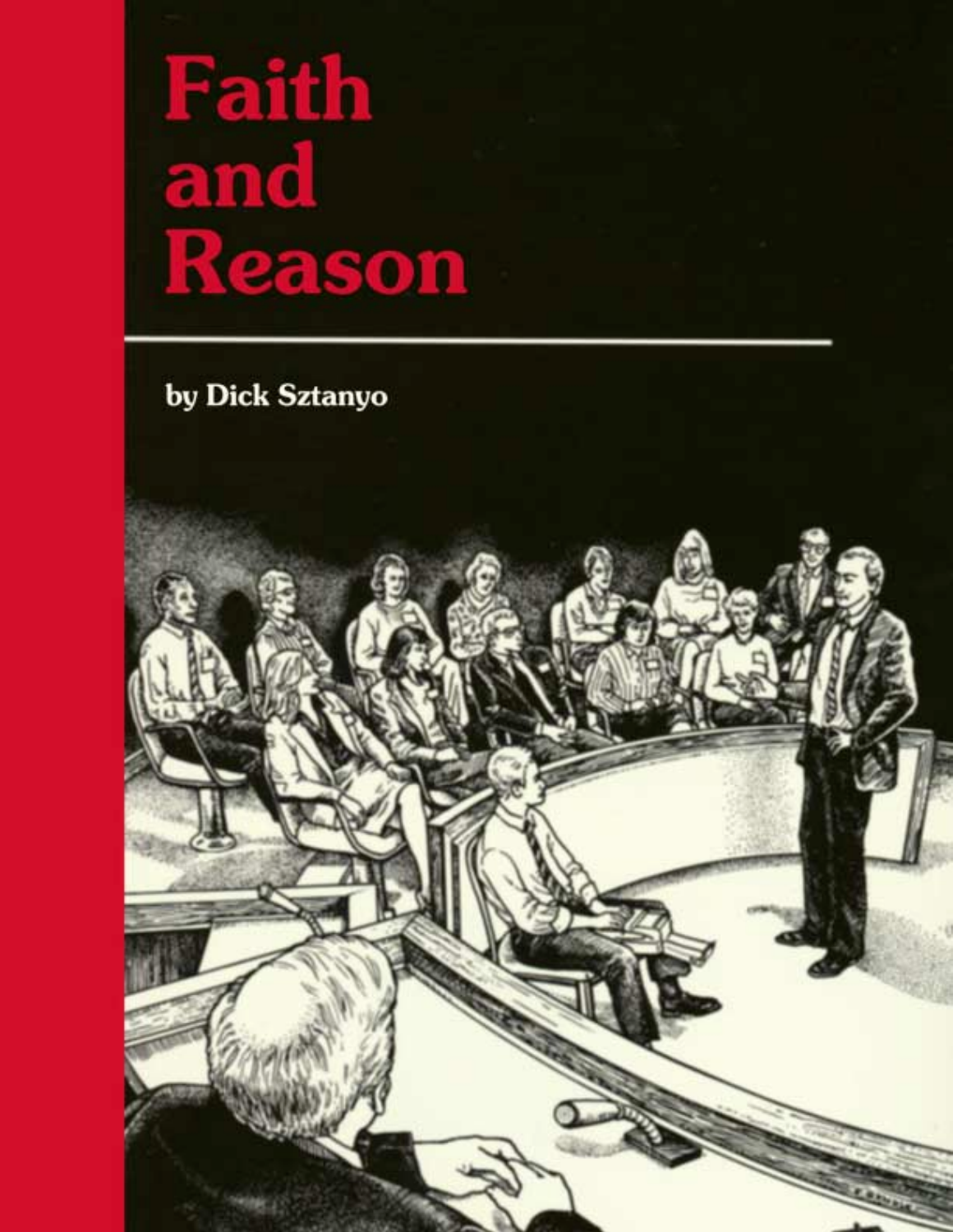# Faith and Reason

by Dick Sztanyo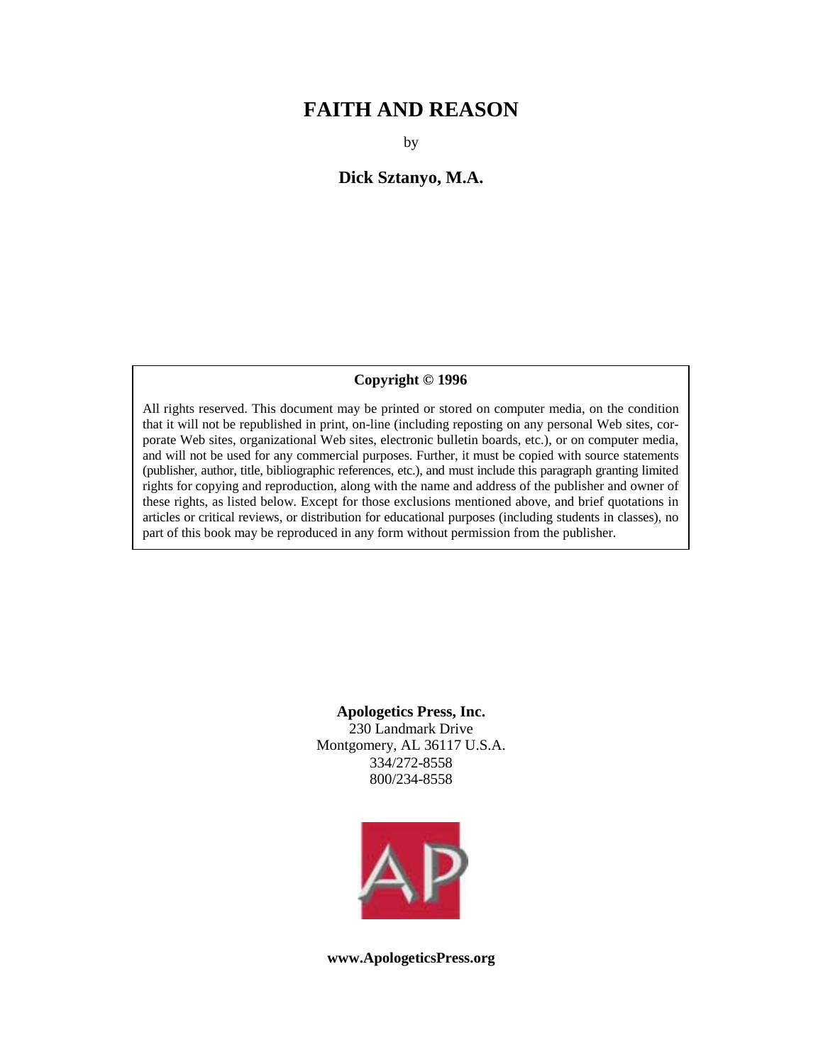# FAITH AND REASON

by

**Dick Sztanyo, M.A.**

**Copyright © 1996**

All rights reserved. This document may be printed or stored on computer media, on the condition that it will not be republished in print, on-line (including reposting on any personal Web sites, corporate Web sites, organizational Web sites, electronic bulletin boards, etc.), or on computer media, and will not be used for any commercial purposes. Further, it must be copied with source statements (publisher, author, title, bibliographic references, etc.), and must include this paragraph granting limited rights for copying and reproduction, along with the name and address of the publisher and owner of these rights, as listed below. Except for those exclusions mentioned above, and brief quotations in articles or critical reviews, or distribution for educational purposes (including students in classes), no part of this book may be reproduced in any form without permission from the publisher.

**Apologetics Press, Inc.**
230 Landmark Drive
Montgomery, AL 36117 U.S.A.
334/272-8558
800/234-8558

**www.ApologeticsPress.org**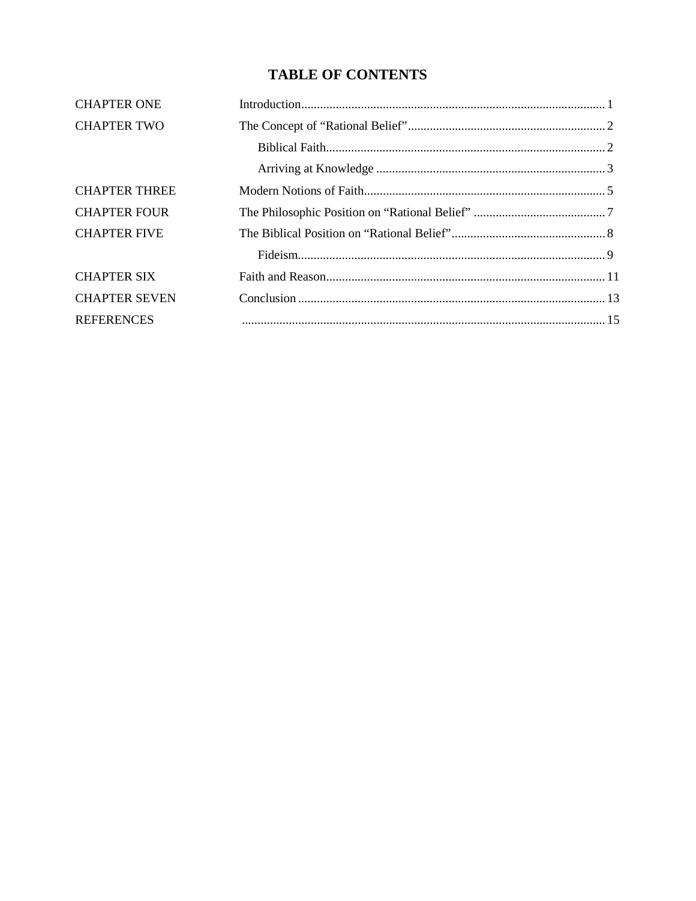# TABLE OF CONTENTS

| | | |
|---|---|---|
| CHAPTER ONE | Introduction | 1 |
| CHAPTER TWO | The Concept of “Rational Belief” | 2 |
| | Biblical Faith | 2 |
| | Arriving at Knowledge | 3 |
| CHAPTER THREE | Modern Notions of Faith | 5 |
| CHAPTER FOUR | The Philosophic Position on “Rational Belief” | 7 |
| CHAPTER FIVE | The Biblical Position on “Rational Belief” | 8 |
| | Fideism | 9 |
| CHAPTER SIX | Faith and Reason | 11 |
| CHAPTER SEVEN | Conclusion | 13 |
| REFERENCES | | 15 |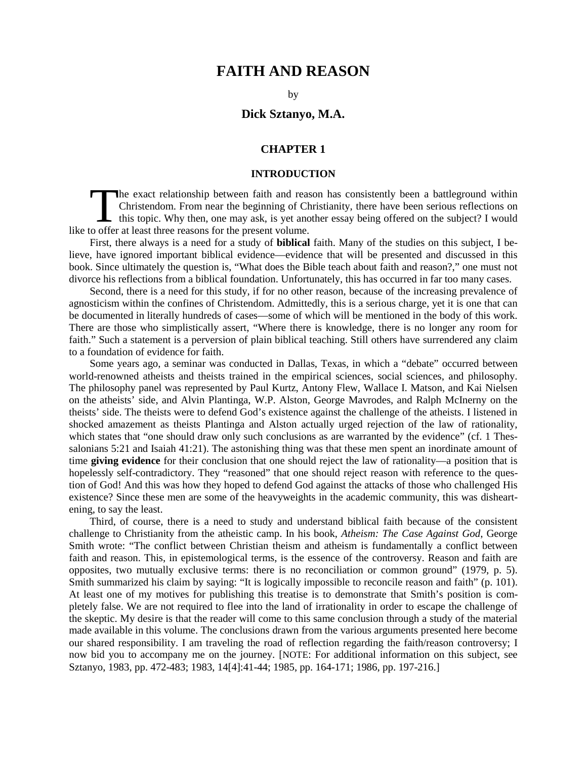# FAITH AND REASON

by

**Dick Sztanyo, M.A.**

## CHAPTER 1

### INTRODUCTION

The exact relationship between faith and reason has consistently been a battleground within Christendom. From near the beginning of Christianity, there have been serious reflections on this topic. Why then, one may ask, is yet another essay being offered on the subject? I would like to offer at least three reasons for the present volume.

First, there always is a need for a study of **biblical** faith. Many of the studies on this subject, I believe, have ignored important biblical evidence—evidence that will be presented and discussed in this book. Since ultimately the question is, "What does the Bible teach about faith and reason?," one must not divorce his reflections from a biblical foundation. Unfortunately, this has occurred in far too many cases.

Second, there is a need for this study, if for no other reason, because of the increasing prevalence of agnosticism within the confines of Christendom. Admittedly, this is a serious charge, yet it is one that can be documented in literally hundreds of cases—some of which will be mentioned in the body of this work. There are those who simplistically assert, "Where there is knowledge, there is no longer any room for faith." Such a statement is a perversion of plain biblical teaching. Still others have surrendered any claim to a foundation of evidence for faith.

Some years ago, a seminar was conducted in Dallas, Texas, in which a "debate" occurred between world-renowned atheists and theists trained in the empirical sciences, social sciences, and philosophy. The philosophy panel was represented by Paul Kurtz, Antony Flew, Wallace I. Matson, and Kai Nielsen on the atheists' side, and Alvin Plantinga, W.P. Alston, George Mavrodes, and Ralph McInerny on the theists' side. The theists were to defend God's existence against the challenge of the atheists. I listened in shocked amazement as theists Plantinga and Alston actually urged rejection of the law of rationality, which states that "one should draw only such conclusions as are warranted by the evidence" (cf. 1 Thessalonians 5:21 and Isaiah 41:21). The astonishing thing was that these men spent an inordinate amount of time **giving evidence** for their conclusion that one should reject the law of rationality—a position that is hopelessly self-contradictory. They "reasoned" that one should reject reason with reference to the question of God! And this was how they hoped to defend God against the attacks of those who challenged His existence? Since these men are some of the heavyweights in the academic community, this was disheartening, to say the least.

Third, of course, there is a need to study and understand biblical faith because of the consistent challenge to Christianity from the atheistic camp. In his book, *Atheism: The Case Against God*, George Smith wrote: "The conflict between Christian theism and atheism is fundamentally a conflict between faith and reason. This, in epistemological terms, is the essence of the controversy. Reason and faith are opposites, two mutually exclusive terms: there is no reconciliation or common ground" (1979, p. 5). Smith summarized his claim by saying: "It is logically impossible to reconcile reason and faith" (p. 101). At least one of my motives for publishing this treatise is to demonstrate that Smith's position is completely false. We are not required to flee into the land of irrationality in order to escape the challenge of the skeptic. My desire is that the reader will come to this same conclusion through a study of the material made available in this volume. The conclusions drawn from the various arguments presented here become our shared responsibility. I am traveling the road of reflection regarding the faith/reason controversy; I now bid you to accompany me on the journey. [NOTE: For additional information on this subject, see Sztanyo, 1983, pp. 472-483; 1983, 14[4]:41-44; 1985, pp. 164-171; 1986, pp. 197-216.]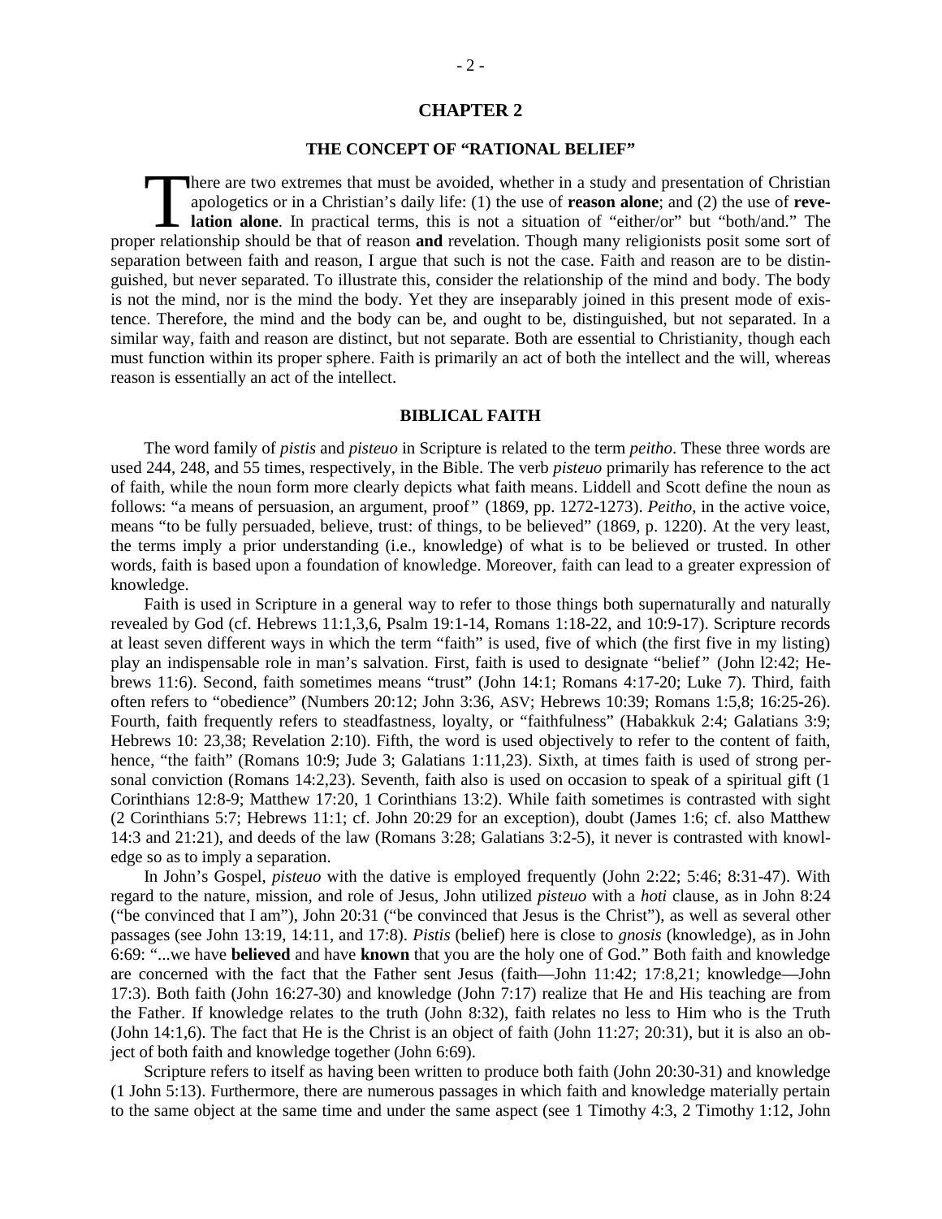# CHAPTER 2

## THE CONCEPT OF "RATIONAL BELIEF"

There are two extremes that must be avoided, whether in a study and presentation of Christian apologetics or in a Christian's daily life: (1) the use of **reason alone**; and (2) the use of **revelation alone**. In practical terms, this is not a situation of "either/or" but "both/and." The proper relationship should be that of reason **and** revelation. Though many religionists posit some sort of separation between faith and reason, I argue that such is not the case. Faith and reason are to be distinguished, but never separated. To illustrate this, consider the relationship of the mind and body. The body is not the mind, nor is the mind the body. Yet they are inseparably joined in this present mode of existence. Therefore, the mind and the body can be, and ought to be, distinguished, but not separated. In a similar way, faith and reason are distinct, but not separate. Both are essential to Christianity, though each must function within its proper sphere. Faith is primarily an act of both the intellect and the will, whereas reason is essentially an act of the intellect.

## BIBLICAL FAITH

The word family of *pistis* and *pisteuo* in Scripture is related to the term *peitho*. These three words are used 244, 248, and 55 times, respectively, in the Bible. The verb *pisteuo* primarily has reference to the act of faith, while the noun form more clearly depicts what faith means. Liddell and Scott define the noun as follows: "a means of persuasion, an argument, proof" (1869, pp. 1272-1273). *Peitho*, in the active voice, means "to be fully persuaded, believe, trust: of things, to be believed" (1869, p. 1220). At the very least, the terms imply a prior understanding (i.e., knowledge) of what is to be believed or trusted. In other words, faith is based upon a foundation of knowledge. Moreover, faith can lead to a greater expression of knowledge.

Faith is used in Scripture in a general way to refer to those things both supernaturally and naturally revealed by God (cf. Hebrews 11:1,3,6, Psalm 19:1-14, Romans 1:18-22, and 10:9-17). Scripture records at least seven different ways in which the term "faith" is used, five of which (the first five in my listing) play an indispensable role in man's salvation. First, faith is used to designate "belief" (John l2:42; Hebrews 11:6). Second, faith sometimes means "trust" (John 14:1; Romans 4:17-20; Luke 7). Third, faith often refers to "obedience" (Numbers 20:12; John 3:36, ASV; Hebrews 10:39; Romans 1:5,8; 16:25-26). Fourth, faith frequently refers to steadfastness, loyalty, or "faithfulness" (Habakkuk 2:4; Galatians 3:9; Hebrews 10: 23,38; Revelation 2:10). Fifth, the word is used objectively to refer to the content of faith, hence, "the faith" (Romans 10:9; Jude 3; Galatians 1:11,23). Sixth, at times faith is used of strong personal conviction (Romans 14:2,23). Seventh, faith also is used on occasion to speak of a spiritual gift (1 Corinthians 12:8-9; Matthew 17:20, 1 Corinthians 13:2). While faith sometimes is contrasted with sight (2 Corinthians 5:7; Hebrews 11:1; cf. John 20:29 for an exception), doubt (James 1:6; cf. also Matthew 14:3 and 21:21), and deeds of the law (Romans 3:28; Galatians 3:2-5), it never is contrasted with knowledge so as to imply a separation.

In John's Gospel, *pisteuo* with the dative is employed frequently (John 2:22; 5:46; 8:31-47). With regard to the nature, mission, and role of Jesus, John utilized *pisteuo* with a *hoti* clause, as in John 8:24 ("be convinced that I am"), John 20:31 ("be convinced that Jesus is the Christ"), as well as several other passages (see John 13:19, 14:11, and 17:8). *Pistis* (belief) here is close to *gnosis* (knowledge), as in John 6:69: "...we have **believed** and have **known** that you are the holy one of God." Both faith and knowledge are concerned with the fact that the Father sent Jesus (faith—John 11:42; 17:8,21; knowledge—John 17:3). Both faith (John 16:27-30) and knowledge (John 7:17) realize that He and His teaching are from the Father. If knowledge relates to the truth (John 8:32), faith relates no less to Him who is the Truth (John 14:1,6). The fact that He is the Christ is an object of faith (John 11:27; 20:31), but it is also an object of both faith and knowledge together (John 6:69).

Scripture refers to itself as having been written to produce both faith (John 20:30-31) and knowledge (1 John 5:13). Furthermore, there are numerous passages in which faith and knowledge materially pertain to the same object at the same time and under the same aspect (see 1 Timothy 4:3, 2 Timothy 1:12, John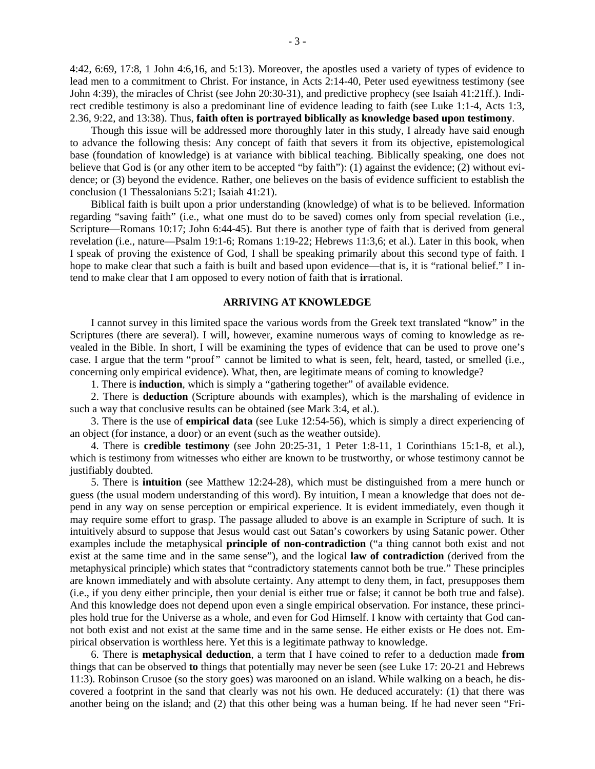4:42, 6:69, 17:8, 1 John 4:6,16, and 5:13). Moreover, the apostles used a variety of types of evidence to lead men to a commitment to Christ. For instance, in Acts 2:14-40, Peter used eyewitness testimony (see John 4:39), the miracles of Christ (see John 20:30-31), and predictive prophecy (see Isaiah 41:21ff.). Indirect credible testimony is also a predominant line of evidence leading to faith (see Luke 1:1-4, Acts 1:3, 2.36, 9:22, and 13:38). Thus, **faith often is portrayed biblically as knowledge based upon testimony**.

Though this issue will be addressed more thoroughly later in this study, I already have said enough to advance the following thesis: Any concept of faith that severs it from its objective, epistemological base (foundation of knowledge) is at variance with biblical teaching. Biblically speaking, one does not believe that God is (or any other item to be accepted "by faith"): (1) against the evidence; (2) without evidence; or (3) beyond the evidence. Rather, one believes on the basis of evidence sufficient to establish the conclusion (1 Thessalonians 5:21; Isaiah 41:21).

Biblical faith is built upon a prior understanding (knowledge) of what is to be believed. Information regarding "saving faith" (i.e., what one must do to be saved) comes only from special revelation (i.e., Scripture—Romans 10:17; John 6:44-45). But there is another type of faith that is derived from general revelation (i.e., nature—Psalm 19:1-6; Romans 1:19-22; Hebrews 11:3,6; et al.). Later in this book, when I speak of proving the existence of God, I shall be speaking primarily about this second type of faith. I hope to make clear that such a faith is built and based upon evidence—that is, it is "rational belief." I intend to make clear that I am opposed to every notion of faith that is **ir**rational.

## ARRIVING AT KNOWLEDGE

I cannot survey in this limited space the various words from the Greek text translated "know" in the Scriptures (there are several). I will, however, examine numerous ways of coming to knowledge as revealed in the Bible. In short, I will be examining the types of evidence that can be used to prove one's case. I argue that the term "proof" cannot be limited to what is seen, felt, heard, tasted, or smelled (i.e., concerning only empirical evidence). What, then, are legitimate means of coming to knowledge?

1. There is **induction**, which is simply a "gathering together" of available evidence.

2. There is **deduction** (Scripture abounds with examples), which is the marshaling of evidence in such a way that conclusive results can be obtained (see Mark 3:4, et al.).

3. There is the use of **empirical data** (see Luke 12:54-56), which is simply a direct experiencing of an object (for instance, a door) or an event (such as the weather outside).

4. There is **credible testimony** (see John 20:25-31, 1 Peter 1:8-11, 1 Corinthians 15:1-8, et al.), which is testimony from witnesses who either are known to be trustworthy, or whose testimony cannot be justifiably doubted.

5. There is **intuition** (see Matthew 12:24-28), which must be distinguished from a mere hunch or guess (the usual modern understanding of this word). By intuition, I mean a knowledge that does not depend in any way on sense perception or empirical experience. It is evident immediately, even though it may require some effort to grasp. The passage alluded to above is an example in Scripture of such. It is intuitively absurd to suppose that Jesus would cast out Satan's coworkers by using Satanic power. Other examples include the metaphysical **principle of non-contradiction** ("a thing cannot both exist and not exist at the same time and in the same sense"), and the logical **law of contradiction** (derived from the metaphysical principle) which states that "contradictory statements cannot both be true." These principles are known immediately and with absolute certainty. Any attempt to deny them, in fact, presupposes them (i.e., if you deny either principle, then your denial is either true or false; it cannot be both true and false). And this knowledge does not depend upon even a single empirical observation. For instance, these principles hold true for the Universe as a whole, and even for God Himself. I know with certainty that God cannot both exist and not exist at the same time and in the same sense. He either exists or He does not. Empirical observation is worthless here. Yet this is a legitimate pathway to knowledge.

6. There is **metaphysical deduction**, a term that I have coined to refer to a deduction made **from** things that can be observed **to** things that potentially may never be seen (see Luke 17: 20-21 and Hebrews 11:3). Robinson Crusoe (so the story goes) was marooned on an island. While walking on a beach, he discovered a footprint in the sand that clearly was not his own. He deduced accurately: (1) that there was another being on the island; and (2) that this other being was a human being. If he had never seen "Fri-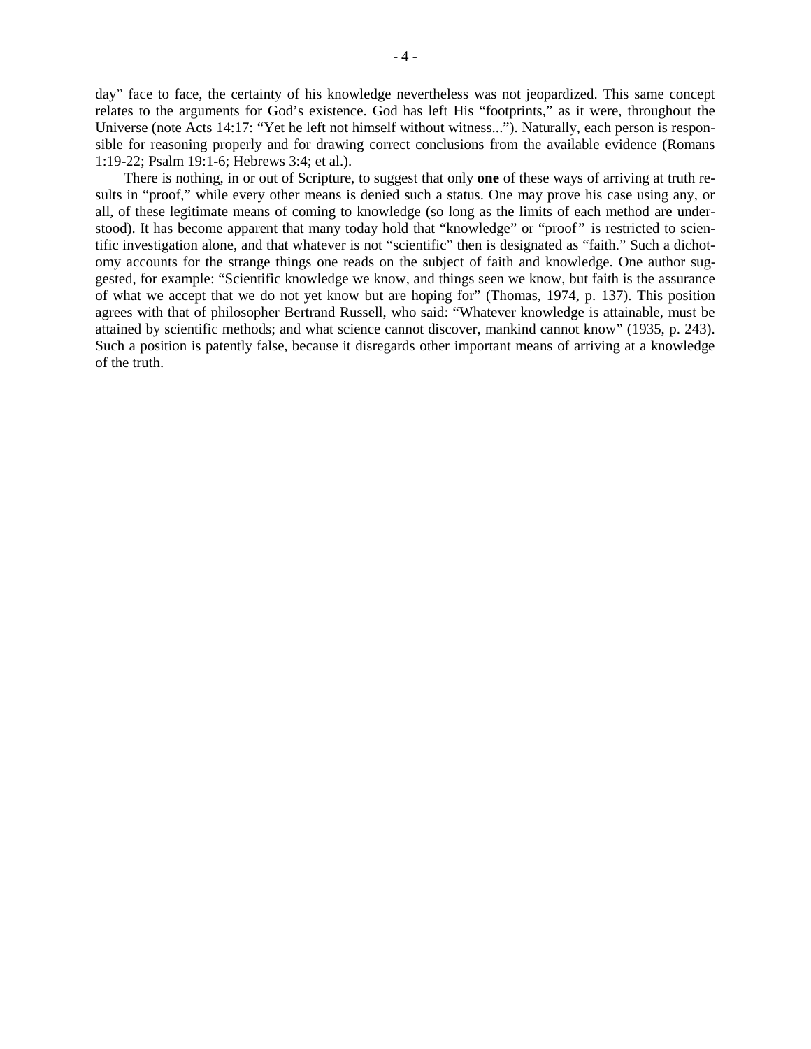day" face to face, the certainty of his knowledge nevertheless was not jeopardized. This same concept relates to the arguments for God's existence. God has left His "footprints," as it were, throughout the Universe (note Acts 14:17: "Yet he left not himself without witness..."). Naturally, each person is responsible for reasoning properly and for drawing correct conclusions from the available evidence (Romans 1:19-22; Psalm 19:1-6; Hebrews 3:4; et al.).

There is nothing, in or out of Scripture, to suggest that only **one** of these ways of arriving at truth results in "proof," while every other means is denied such a status. One may prove his case using any, or all, of these legitimate means of coming to knowledge (so long as the limits of each method are understood). It has become apparent that many today hold that "knowledge" or "proof" is restricted to scientific investigation alone, and that whatever is not "scientific" then is designated as "faith." Such a dichotomy accounts for the strange things one reads on the subject of faith and knowledge. One author suggested, for example: "Scientific knowledge we know, and things seen we know, but faith is the assurance of what we accept that we do not yet know but are hoping for" (Thomas, 1974, p. 137). This position agrees with that of philosopher Bertrand Russell, who said: "Whatever knowledge is attainable, must be attained by scientific methods; and what science cannot discover, mankind cannot know" (1935, p. 243). Such a position is patently false, because it disregards other important means of arriving at a knowledge of the truth.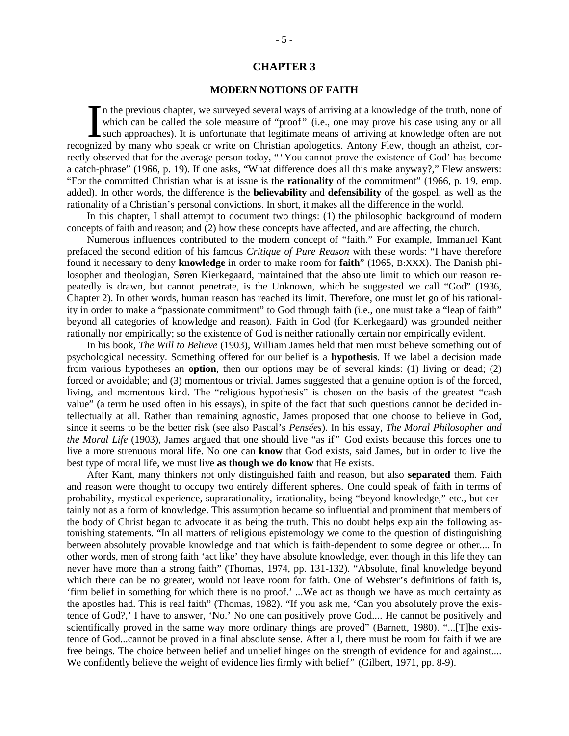# CHAPTER 3

## MODERN NOTIONS OF FAITH

In the previous chapter, we surveyed several ways of arriving at a knowledge of the truth, none of which can be called the sole measure of "proof" (i.e., one may prove his case using any or all such approaches). It is unfortunate that legitimate means of arriving at knowledge often are not recognized by many who speak or write on Christian apologetics. Antony Flew, though an atheist, correctly observed that for the average person today, "'You cannot prove the existence of God' has become a catch-phrase" (1966, p. 19). If one asks, "What difference does all this make anyway?," Flew answers: "For the committed Christian what is at issue is the **rationality** of the commitment" (1966, p. 19, emp. added). In other words, the difference is the **believability** and **defensibility** of the gospel, as well as the rationality of a Christian's personal convictions. In short, it makes all the difference in the world.

In this chapter, I shall attempt to document two things: (1) the philosophic background of modern concepts of faith and reason; and (2) how these concepts have affected, and are affecting, the church.

Numerous influences contributed to the modern concept of "faith." For example, Immanuel Kant prefaced the second edition of his famous *Critique of Pure Reason* with these words: "I have therefore found it necessary to deny **knowledge** in order to make room for **faith**" (1965, B:XXX). The Danish philosopher and theologian, Søren Kierkegaard, maintained that the absolute limit to which our reason repeatedly is drawn, but cannot penetrate, is the Unknown, which he suggested we call "God" (1936, Chapter 2). In other words, human reason has reached its limit. Therefore, one must let go of his rationality in order to make a "passionate commitment" to God through faith (i.e., one must take a "leap of faith" beyond all categories of knowledge and reason). Faith in God (for Kierkegaard) was grounded neither rationally nor empirically; so the existence of God is neither rationally certain nor empirically evident.

In his book, *The Will to Believe* (1903), William James held that men must believe something out of psychological necessity. Something offered for our belief is a **hypothesis**. If we label a decision made from various hypotheses an **option**, then our options may be of several kinds: (1) living or dead; (2) forced or avoidable; and (3) momentous or trivial. James suggested that a genuine option is of the forced, living, and momentous kind. The "religious hypothesis" is chosen on the basis of the greatest "cash value" (a term he used often in his essays), in spite of the fact that such questions cannot be decided intellectually at all. Rather than remaining agnostic, James proposed that one choose to believe in God, since it seems to be the better risk (see also Pascal's *Pensées*). In his essay, *The Moral Philosopher and the Moral Life* (1903), James argued that one should live "as if" God exists because this forces one to live a more strenuous moral life. No one can **know** that God exists, said James, but in order to live the best type of moral life, we must live **as though we do know** that He exists.

After Kant, many thinkers not only distinguished faith and reason, but also **separated** them. Faith and reason were thought to occupy two entirely different spheres. One could speak of faith in terms of probability, mystical experience, suprarationality, irrationality, being "beyond knowledge," etc., but certainly not as a form of knowledge. This assumption became so influential and prominent that members of the body of Christ began to advocate it as being the truth. This no doubt helps explain the following astonishing statements. "In all matters of religious epistemology we come to the question of distinguishing between absolutely provable knowledge and that which is faith-dependent to some degree or other.... In other words, men of strong faith 'act like' they have absolute knowledge, even though in this life they can never have more than a strong faith" (Thomas, 1974, pp. 131-132). "Absolute, final knowledge beyond which there can be no greater, would not leave room for faith. One of Webster's definitions of faith is, 'firm belief in something for which there is no proof.' ...We act as though we have as much certainty as the apostles had. This is real faith" (Thomas, 1982). "If you ask me, 'Can you absolutely prove the existence of God?,' I have to answer, 'No.' No one can positively prove God.... He cannot be positively and scientifically proved in the same way more ordinary things are proved" (Barnett, 1980). "...[T]he existence of God...cannot be proved in a final absolute sense. After all, there must be room for faith if we are free beings. The choice between belief and unbelief hinges on the strength of evidence for and against.... We confidently believe the weight of evidence lies firmly with belief" (Gilbert, 1971, pp. 8-9).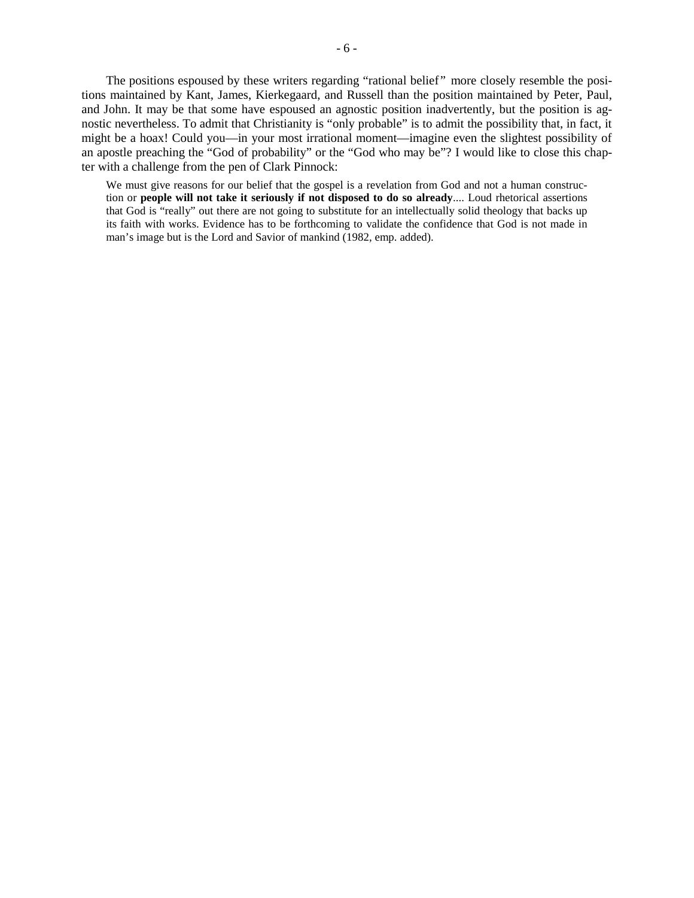The positions espoused by these writers regarding "rational belief" more closely resemble the positions maintained by Kant, James, Kierkegaard, and Russell than the position maintained by Peter, Paul, and John. It may be that some have espoused an agnostic position inadvertently, but the position is agnostic nevertheless. To admit that Christianity is "only probable" is to admit the possibility that, in fact, it might be a hoax! Could you—in your most irrational moment—imagine even the slightest possibility of an apostle preaching the "God of probability" or the "God who may be"? I would like to close this chapter with a challenge from the pen of Clark Pinnock:

> We must give reasons for our belief that the gospel is a revelation from God and not a human construction or **people will not take it seriously if not disposed to do so already**.... Loud rhetorical assertions that God is "really" out there are not going to substitute for an intellectually solid theology that backs up its faith with works. Evidence has to be forthcoming to validate the confidence that God is not made in man's image but is the Lord and Savior of mankind (1982, emp. added).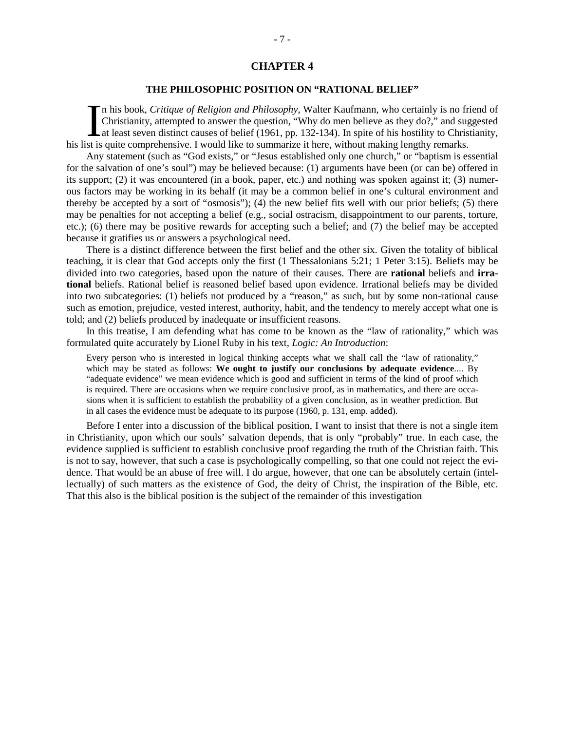# CHAPTER 4

## THE PHILOSOPHIC POSITION ON "RATIONAL BELIEF"

In his book, *Critique of Religion and Philosophy*, Walter Kaufmann, who certainly is no friend of Christianity, attempted to answer the question, "Why do men believe as they do?," and suggested at least seven distinct causes of belief (1961, pp. 132-134). In spite of his hostility to Christianity, his list is quite comprehensive. I would like to summarize it here, without making lengthy remarks.

Any statement (such as "God exists," or "Jesus established only one church," or "baptism is essential for the salvation of one's soul") may be believed because: (1) arguments have been (or can be) offered in its support; (2) it was encountered (in a book, paper, etc.) and nothing was spoken against it; (3) numerous factors may be working in its behalf (it may be a common belief in one's cultural environment and thereby be accepted by a sort of "osmosis"); (4) the new belief fits well with our prior beliefs; (5) there may be penalties for not accepting a belief (e.g., social ostracism, disappointment to our parents, torture, etc.); (6) there may be positive rewards for accepting such a belief; and (7) the belief may be accepted because it gratifies us or answers a psychological need.

There is a distinct difference between the first belief and the other six. Given the totality of biblical teaching, it is clear that God accepts only the first (1 Thessalonians 5:21; 1 Peter 3:15). Beliefs may be divided into two categories, based upon the nature of their causes. There are **rational** beliefs and **irrational** beliefs. Rational belief is reasoned belief based upon evidence. Irrational beliefs may be divided into two subcategories: (1) beliefs not produced by a "reason," as such, but by some non-rational cause such as emotion, prejudice, vested interest, authority, habit, and the tendency to merely accept what one is told; and (2) beliefs produced by inadequate or insufficient reasons.

In this treatise, I am defending what has come to be known as the "law of rationality," which was formulated quite accurately by Lionel Ruby in his text, *Logic: An Introduction*:

> Every person who is interested in logical thinking accepts what we shall call the "law of rationality," which may be stated as follows: **We ought to justify our conclusions by adequate evidence**.... By "adequate evidence" we mean evidence which is good and sufficient in terms of the kind of proof which is required. There are occasions when we require conclusive proof, as in mathematics, and there are occasions when it is sufficient to establish the probability of a given conclusion, as in weather prediction. But in all cases the evidence must be adequate to its purpose (1960, p. 131, emp. added).

Before I enter into a discussion of the biblical position, I want to insist that there is not a single item in Christianity, upon which our souls' salvation depends, that is only "probably" true. In each case, the evidence supplied is sufficient to establish conclusive proof regarding the truth of the Christian faith. This is not to say, however, that such a case is psychologically compelling, so that one could not reject the evidence. That would be an abuse of free will. I do argue, however, that one can be absolutely certain (intellectually) of such matters as the existence of God, the deity of Christ, the inspiration of the Bible, etc. That this also is the biblical position is the subject of the remainder of this investigation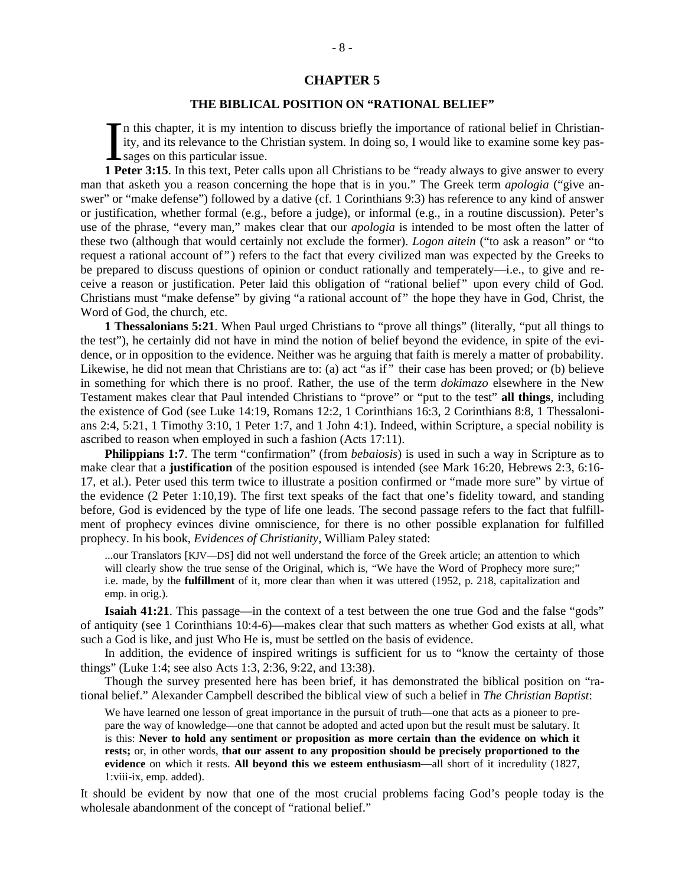# CHAPTER 5

## THE BIBLICAL POSITION ON "RATIONAL BELIEF"

In this chapter, it is my intention to discuss briefly the importance of rational belief in Christianity, and its relevance to the Christian system. In doing so, I would like to examine some key passages on this particular issue.

**1 Peter 3:15**. In this text, Peter calls upon all Christians to be "ready always to give answer to every man that asketh you a reason concerning the hope that is in you." The Greek term *apologia* ("give answer" or "make defense") followed by a dative (cf. 1 Corinthians 9:3) has reference to any kind of answer or justification, whether formal (e.g., before a judge), or informal (e.g., in a routine discussion). Peter's use of the phrase, "every man," makes clear that our *apologia* is intended to be most often the latter of these two (although that would certainly not exclude the former). *Logon aitein* ("to ask a reason" or "to request a rational account of") refers to the fact that every civilized man was expected by the Greeks to be prepared to discuss questions of opinion or conduct rationally and temperately—i.e., to give and receive a reason or justification. Peter laid this obligation of "rational belief" upon every child of God. Christians must "make defense" by giving "a rational account of" the hope they have in God, Christ, the Word of God, the church, etc.

**1 Thessalonians 5:21**. When Paul urged Christians to "prove all things" (literally, "put all things to the test"), he certainly did not have in mind the notion of belief beyond the evidence, in spite of the evidence, or in opposition to the evidence. Neither was he arguing that faith is merely a matter of probability. Likewise, he did not mean that Christians are to: (a) act "as if" their case has been proved; or (b) believe in something for which there is no proof. Rather, the use of the term *dokimazo* elsewhere in the New Testament makes clear that Paul intended Christians to "prove" or "put to the test" **all things**, including the existence of God (see Luke 14:19, Romans 12:2, 1 Corinthians 16:3, 2 Corinthians 8:8, 1 Thessalonians 2:4, 5:21, 1 Timothy 3:10, 1 Peter 1:7, and 1 John 4:1). Indeed, within Scripture, a special nobility is ascribed to reason when employed in such a fashion (Acts 17:11).

**Philippians 1:7**. The term "confirmation" (from *bebaiosis*) is used in such a way in Scripture as to make clear that a **justification** of the position espoused is intended (see Mark 16:20, Hebrews 2:3, 6:16-17, et al.). Peter used this term twice to illustrate a position confirmed or "made more sure" by virtue of the evidence (2 Peter 1:10,19). The first text speaks of the fact that one's fidelity toward, and standing before, God is evidenced by the type of life one leads. The second passage refers to the fact that fulfillment of prophecy evinces divine omniscience, for there is no other possible explanation for fulfilled prophecy. In his book, *Evidences of Christianity*, William Paley stated:

> ...our Translators [KJV—DS] did not well understand the force of the Greek article; an attention to which will clearly show the true sense of the Original, which is, "We have the Word of Prophecy more sure;" i.e. made, by the **fulfillment** of it, more clear than when it was uttered (1952, p. 218, capitalization and emp. in orig.).

**Isaiah 41:21**. This passage—in the context of a test between the one true God and the false "gods" of antiquity (see 1 Corinthians 10:4-6)—makes clear that such matters as whether God exists at all, what such a God is like, and just Who He is, must be settled on the basis of evidence.

In addition, the evidence of inspired writings is sufficient for us to "know the certainty of those things" (Luke 1:4; see also Acts 1:3, 2:36, 9:22, and 13:38).

Though the survey presented here has been brief, it has demonstrated the biblical position on "rational belief." Alexander Campbell described the biblical view of such a belief in *The Christian Baptist*:

> We have learned one lesson of great importance in the pursuit of truth—one that acts as a pioneer to prepare the way of knowledge—one that cannot be adopted and acted upon but the result must be salutary. It is this: **Never to hold any sentiment or proposition as more certain than the evidence on which it rests;** or, in other words, **that our assent to any proposition should be precisely proportioned to the evidence** on which it rests. **All beyond this we esteem enthusiasm**—all short of it incredulity (1827, 1:viii-ix, emp. added).

It should be evident by now that one of the most crucial problems facing God's people today is the wholesale abandonment of the concept of "rational belief."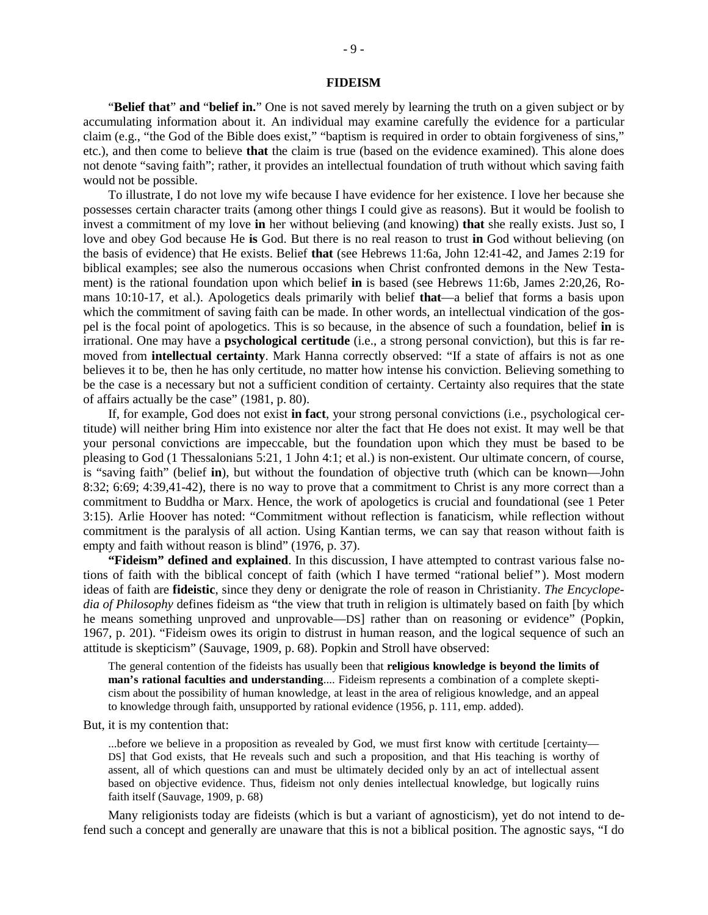## FIDEISM

"**Belief that**" **and** "**belief in.**" One is not saved merely by learning the truth on a given subject or by accumulating information about it. An individual may examine carefully the evidence for a particular claim (e.g., "the God of the Bible does exist," "baptism is required in order to obtain forgiveness of sins," etc.), and then come to believe **that** the claim is true (based on the evidence examined). This alone does not denote "saving faith"; rather, it provides an intellectual foundation of truth without which saving faith would not be possible.

To illustrate, I do not love my wife because I have evidence for her existence. I love her because she possesses certain character traits (among other things I could give as reasons). But it would be foolish to invest a commitment of my love **in** her without believing (and knowing) **that** she really exists. Just so, I love and obey God because He **is** God. But there is no real reason to trust **in** God without believing (on the basis of evidence) that He exists. Belief **that** (see Hebrews 11:6a, John 12:41-42, and James 2:19 for biblical examples; see also the numerous occasions when Christ confronted demons in the New Testament) is the rational foundation upon which belief **in** is based (see Hebrews 11:6b, James 2:20,26, Romans 10:10-17, et al.). Apologetics deals primarily with belief **that**—a belief that forms a basis upon which the commitment of saving faith can be made. In other words, an intellectual vindication of the gospel is the focal point of apologetics. This is so because, in the absence of such a foundation, belief **in** is irrational. One may have a **psychological certitude** (i.e., a strong personal conviction), but this is far removed from **intellectual certainty**. Mark Hanna correctly observed: "If a state of affairs is not as one believes it to be, then he has only certitude, no matter how intense his conviction. Believing something to be the case is a necessary but not a sufficient condition of certainty. Certainty also requires that the state of affairs actually be the case" (1981, p. 80).

If, for example, God does not exist **in fact**, your strong personal convictions (i.e., psychological certitude) will neither bring Him into existence nor alter the fact that He does not exist. It may well be that your personal convictions are impeccable, but the foundation upon which they must be based to be pleasing to God (1 Thessalonians 5:21, 1 John 4:1; et al.) is non-existent. Our ultimate concern, of course, is "saving faith" (belief **in**), but without the foundation of objective truth (which can be known—John 8:32; 6:69; 4:39,41-42), there is no way to prove that a commitment to Christ is any more correct than a commitment to Buddha or Marx. Hence, the work of apologetics is crucial and foundational (see 1 Peter 3:15). Arlie Hoover has noted: "Commitment without reflection is fanaticism, while reflection without commitment is the paralysis of all action. Using Kantian terms, we can say that reason without faith is empty and faith without reason is blind" (1976, p. 37).

**"Fideism" defined and explained**. In this discussion, I have attempted to contrast various false notions of faith with the biblical concept of faith (which I have termed "rational belief"). Most modern ideas of faith are **fideistic**, since they deny or denigrate the role of reason in Christianity. *The Encyclopedia of Philosophy* defines fideism as "the view that truth in religion is ultimately based on faith [by which he means something unproved and unprovable—DS] rather than on reasoning or evidence" (Popkin, 1967, p. 201). "Fideism owes its origin to distrust in human reason, and the logical sequence of such an attitude is skepticism" (Sauvage, 1909, p. 68). Popkin and Stroll have observed:

> The general contention of the fideists has usually been that **religious knowledge is beyond the limits of man's rational faculties and understanding**.... Fideism represents a combination of a complete skepticism about the possibility of human knowledge, at least in the area of religious knowledge, and an appeal to knowledge through faith, unsupported by rational evidence (1956, p. 111, emp. added).

But, it is my contention that:

> ...before we believe in a proposition as revealed by God, we must first know with certitude [certainty—DS] that God exists, that He reveals such and such a proposition, and that His teaching is worthy of assent, all of which questions can and must be ultimately decided only by an act of intellectual assent based on objective evidence. Thus, fideism not only denies intellectual knowledge, but logically ruins faith itself (Sauvage, 1909, p. 68)

Many religionists today are fideists (which is but a variant of agnosticism), yet do not intend to defend such a concept and generally are unaware that this is not a biblical position. The agnostic says, "I do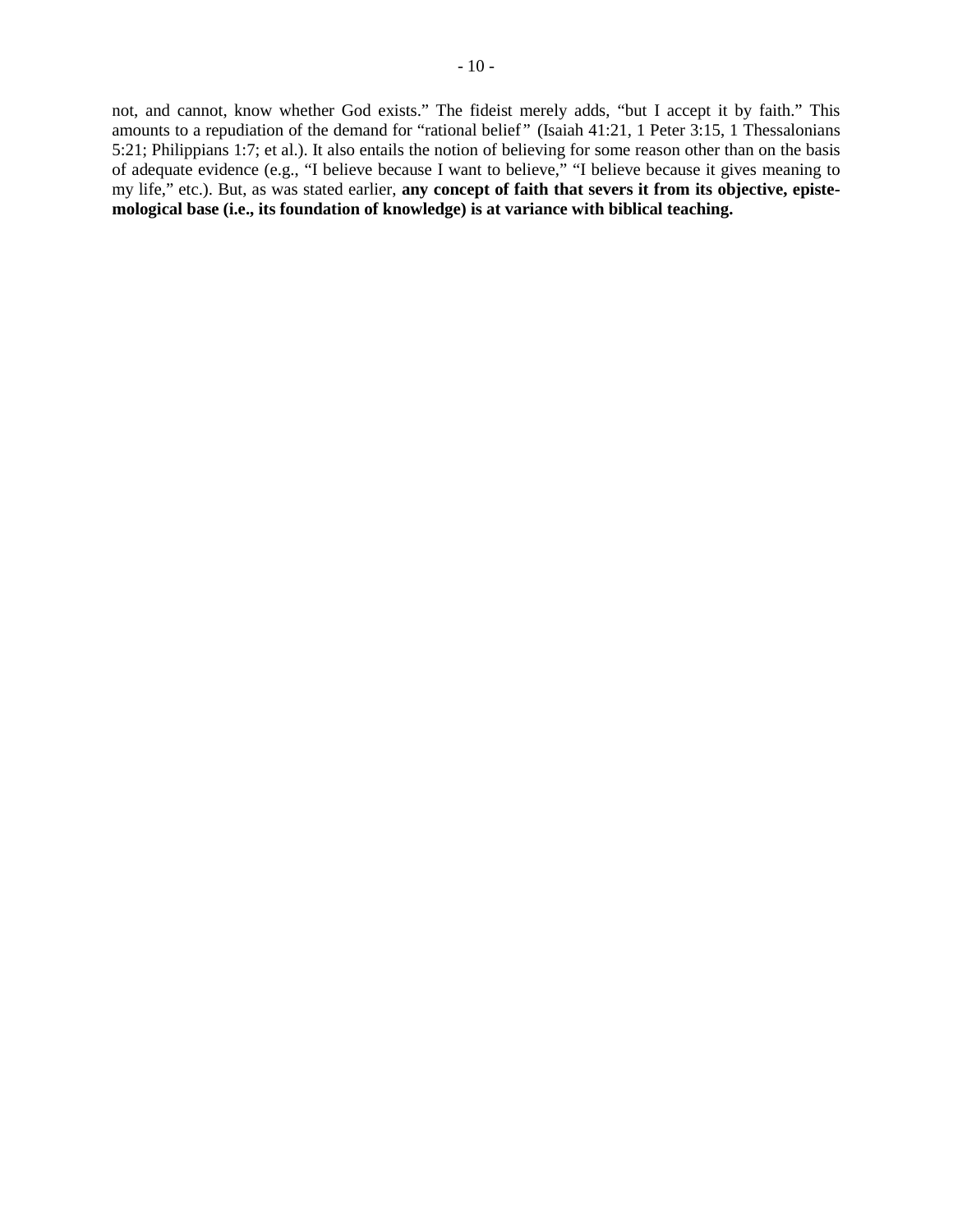not, and cannot, know whether God exists." The fideist merely adds, "but I accept it by faith." This amounts to a repudiation of the demand for "rational belief" (Isaiah 41:21, 1 Peter 3:15, 1 Thessalonians 5:21; Philippians 1:7; et al.). It also entails the notion of believing for some reason other than on the basis of adequate evidence (e.g., "I believe because I want to believe," "I believe because it gives meaning to my life," etc.). But, as was stated earlier, **any concept of faith that severs it from its objective, epistemological base (i.e., its foundation of knowledge) is at variance with biblical teaching.**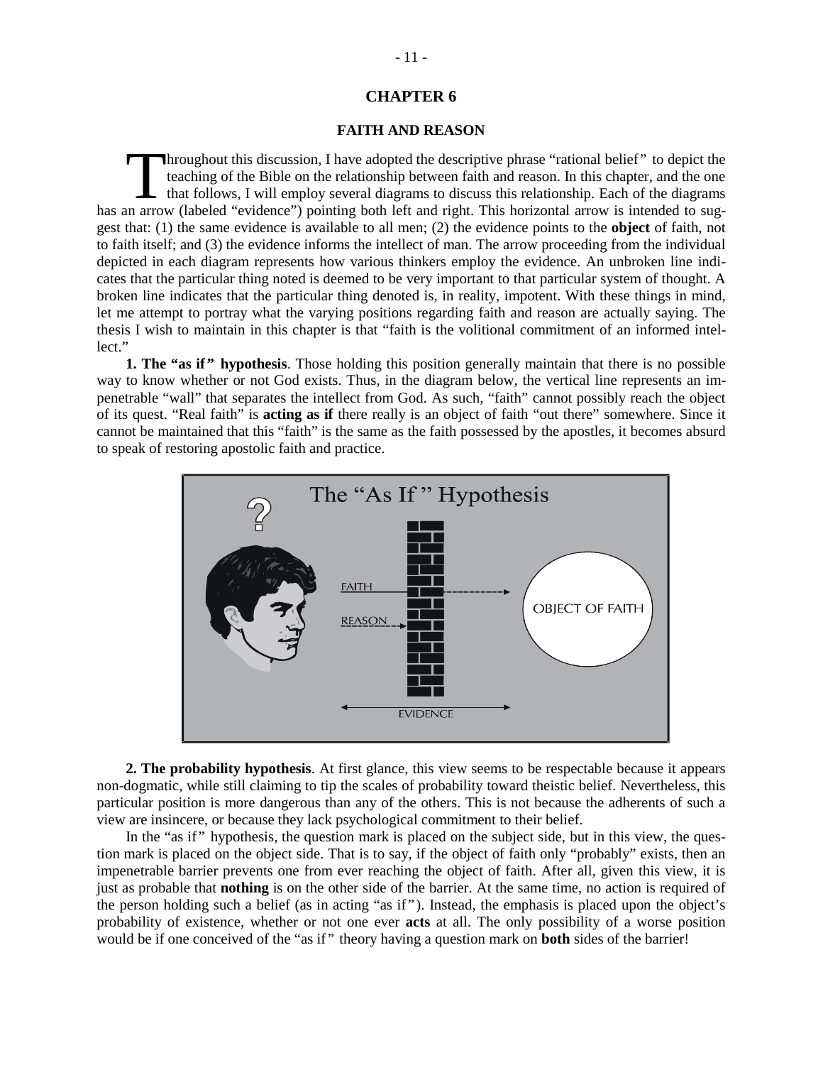## CHAPTER 6

### FAITH AND REASON

Throughout this discussion, I have adopted the descriptive phrase "rational belief" to depict the teaching of the Bible on the relationship between faith and reason. In this chapter, and the one that follows, I will employ several diagrams to discuss this relationship. Each of the diagrams has an arrow (labeled "evidence") pointing both left and right. This horizontal arrow is intended to suggest that: (1) the same evidence is available to all men; (2) the evidence points to the **object** of faith, not to faith itself; and (3) the evidence informs the intellect of man. The arrow proceeding from the individual depicted in each diagram represents how various thinkers employ the evidence. An unbroken line indicates that the particular thing noted is deemed to be very important to that particular system of thought. A broken line indicates that the particular thing denoted is, in reality, impotent. With these things in mind, let me attempt to portray what the varying positions regarding faith and reason are actually saying. The thesis I wish to maintain in this chapter is that "faith is the volitional commitment of an informed intellect."

**1. The "as if" hypothesis**. Those holding this position generally maintain that there is no possible way to know whether or not God exists. Thus, in the diagram below, the vertical line represents an impenetrable "wall" that separates the intellect from God. As such, "faith" cannot possibly reach the object of its quest. "Real faith" is **acting as if** there really is an object of faith "out there" somewhere. Since it cannot be maintained that this "faith" is the same as the faith possessed by the apostles, it becomes absurd to speak of restoring apostolic faith and practice.

The "As If" Hypothesis

?

FAITH

REASON

OBJECT OF FAITH

EVIDENCE

**2. The probability hypothesis**. At first glance, this view seems to be respectable because it appears non-dogmatic, while still claiming to tip the scales of probability toward theistic belief. Nevertheless, this particular position is more dangerous than any of the others. This is not because the adherents of such a view are insincere, or because they lack psychological commitment to their belief.

In the "as if" hypothesis, the question mark is placed on the subject side, but in this view, the question mark is placed on the object side. That is to say, if the object of faith only "probably" exists, then an impenetrable barrier prevents one from ever reaching the object of faith. After all, given this view, it is just as probable that **nothing** is on the other side of the barrier. At the same time, no action is required of the person holding such a belief (as in acting "as if"). Instead, the emphasis is placed upon the object's probability of existence, whether or not one ever **acts** at all. The only possibility of a worse position would be if one conceived of the "as if" theory having a question mark on **both** sides of the barrier!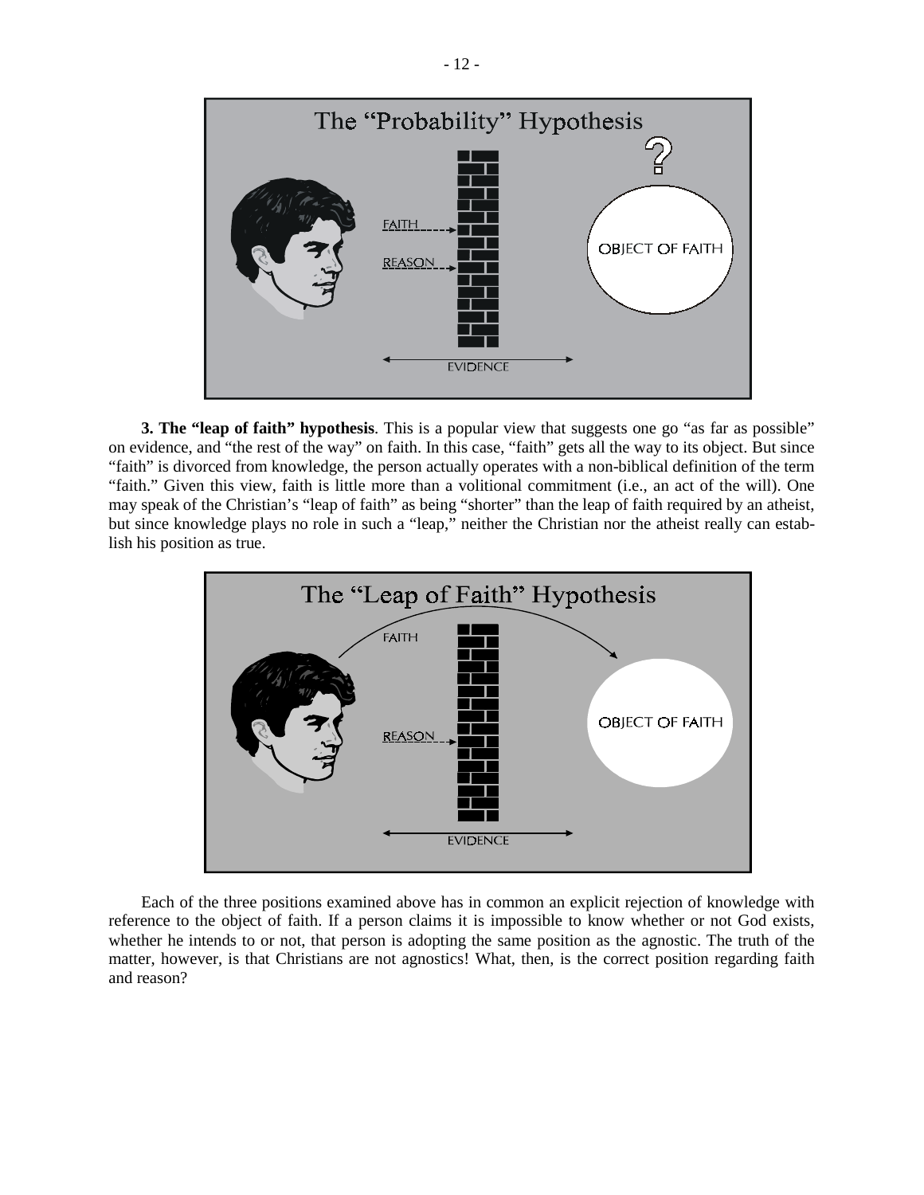**3. The "leap of faith" hypothesis**. This is a popular view that suggests one go "as far as possible" on evidence, and "the rest of the way" on faith. In this case, "faith" gets all the way to its object. But since "faith" is divorced from knowledge, the person actually operates with a non-biblical definition of the term "faith." Given this view, faith is little more than a volitional commitment (i.e., an act of the will). One may speak of the Christian's "leap of faith" as being "shorter" than the leap of faith required by an atheist, but since knowledge plays no role in such a "leap," neither the Christian nor the atheist really can establish his position as true.

Each of the three positions examined above has in common an explicit rejection of knowledge with reference to the object of faith. If a person claims it is impossible to know whether or not God exists, whether he intends to or not, that person is adopting the same position as the agnostic. The truth of the matter, however, is that Christians are not agnostics! What, then, is the correct position regarding faith and reason?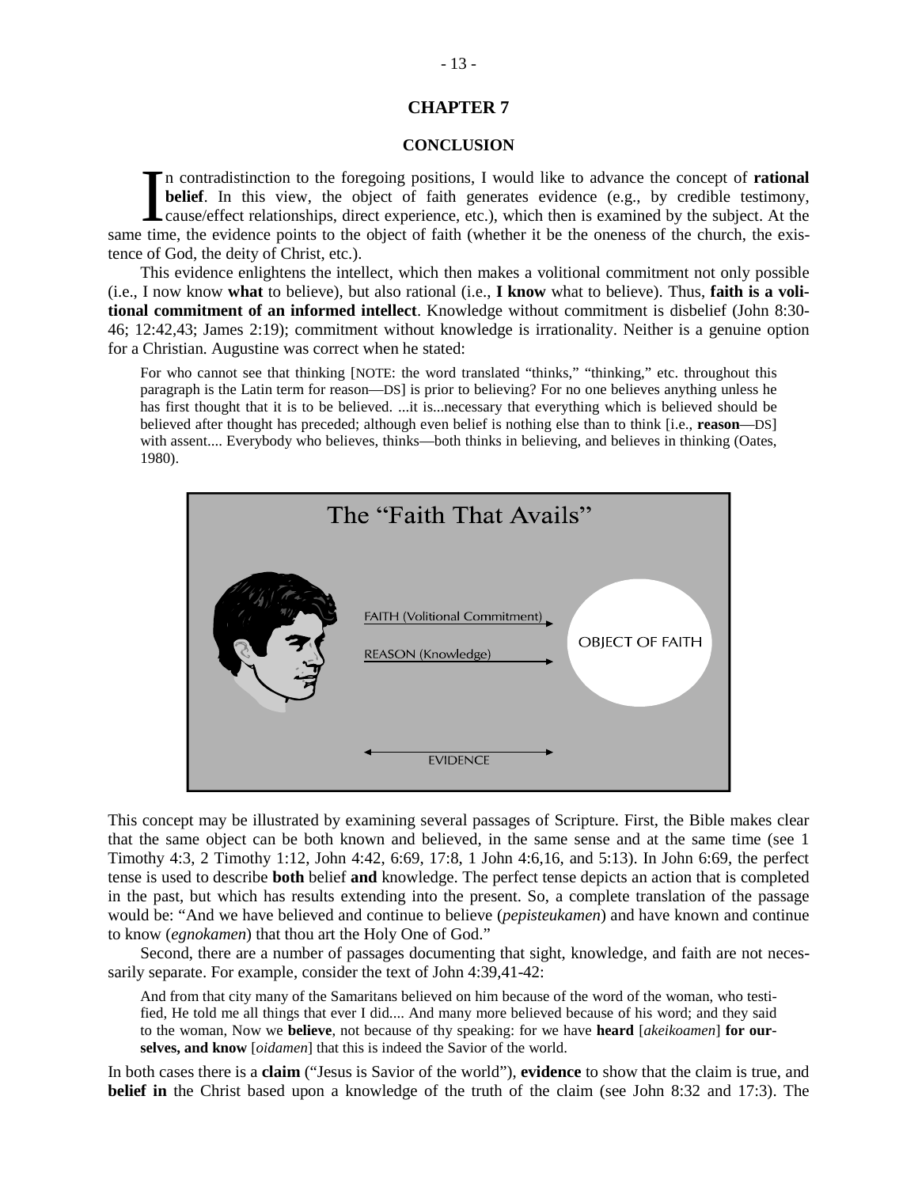## CHAPTER 7

### CONCLUSION

In contradistinction to the foregoing positions, I would like to advance the concept of **rational belief**. In this view, the object of faith generates evidence (e.g., by credible testimony, cause/effect relationships, direct experience, etc.), which then is examined by the subject. At the same time, the evidence points to the object of faith (whether it be the oneness of the church, the existence of God, the deity of Christ, etc.).

This evidence enlightens the intellect, which then makes a volitional commitment not only possible (i.e., I now know **what** to believe), but also rational (i.e., **I know** what to believe). Thus, **faith is a volitional commitment of an informed intellect**. Knowledge without commitment is disbelief (John 8:30-46; 12:42,43; James 2:19); commitment without knowledge is irrationality. Neither is a genuine option for a Christian. Augustine was correct when he stated:

> For who cannot see that thinking [NOTE: the word translated "thinks," "thinking," etc. throughout this paragraph is the Latin term for reason—DS] is prior to believing? For no one believes anything unless he has first thought that it is to be believed. ...it is...necessary that everything which is believed should be believed after thought has preceded; although even belief is nothing else than to think [i.e., **reason**—DS] with assent.... Everybody who believes, thinks—both thinks in believing, and believes in thinking (Oates, 1980).

The "Faith That Avails"

FAITH (Volitional Commitment)

REASON (Knowledge)

OBJECT OF FAITH

EVIDENCE

This concept may be illustrated by examining several passages of Scripture. First, the Bible makes clear that the same object can be both known and believed, in the same sense and at the same time (see 1 Timothy 4:3, 2 Timothy 1:12, John 4:42, 6:69, 17:8, 1 John 4:6,16, and 5:13). In John 6:69, the perfect tense is used to describe **both** belief **and** knowledge. The perfect tense depicts an action that is completed in the past, but which has results extending into the present. So, a complete translation of the passage would be: "And we have believed and continue to believe (*pepisteukamen*) and have known and continue to know (*egnokamen*) that thou art the Holy One of God."

Second, there are a number of passages documenting that sight, knowledge, and faith are not necessarily separate. For example, consider the text of John 4:39,41-42:

> And from that city many of the Samaritans believed on him because of the word of the woman, who testified, He told me all things that ever I did.... And many more believed because of his word; and they said to the woman, Now we **believe**, not because of thy speaking: for we have **heard** [*akeikoamen*] **for ourselves, and know** [*oidamen*] that this is indeed the Savior of the world.

In both cases there is a **claim** ("Jesus is Savior of the world"), **evidence** to show that the claim is true, and **belief in** the Christ based upon a knowledge of the truth of the claim (see John 8:32 and 17:3). The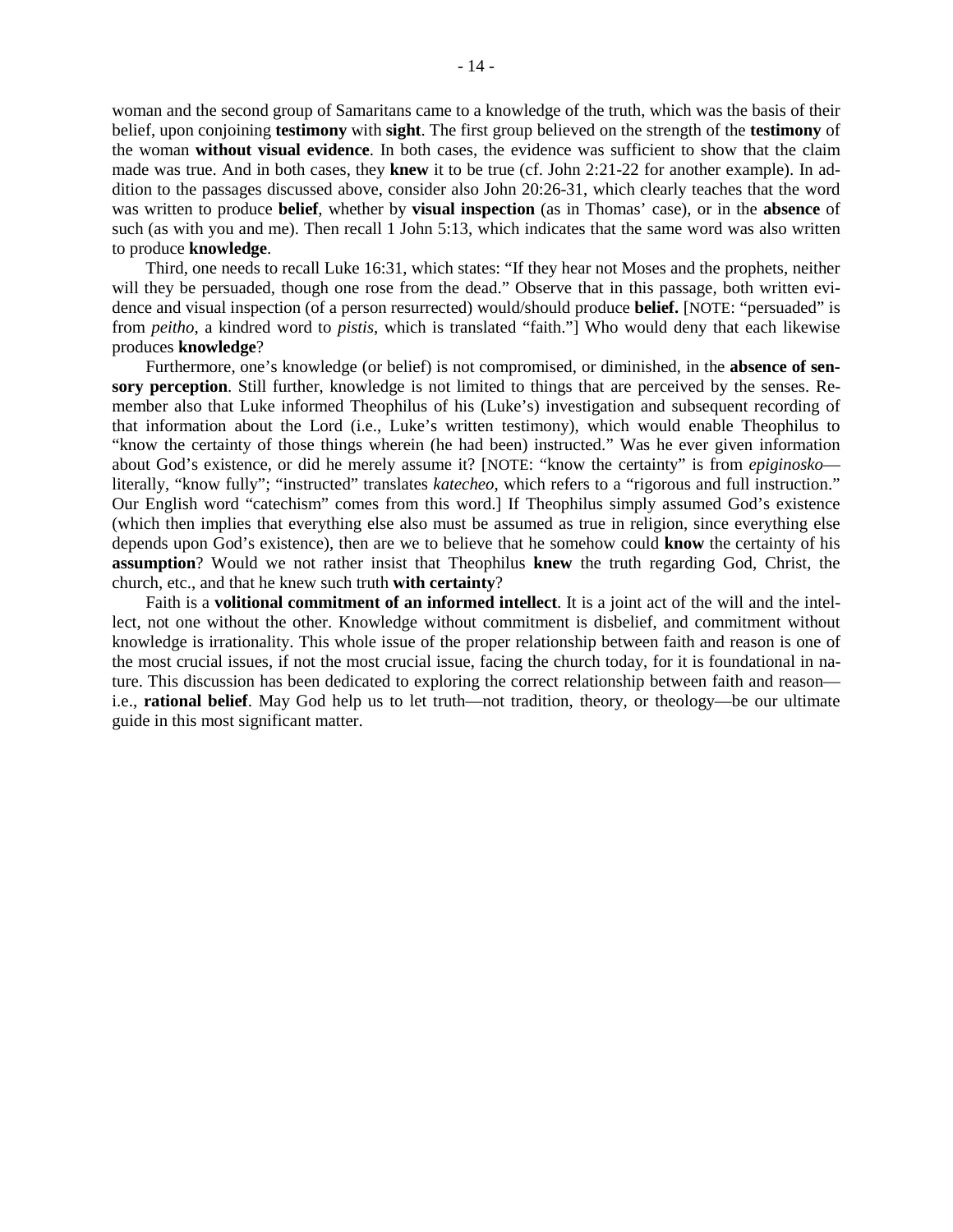woman and the second group of Samaritans came to a knowledge of the truth, which was the basis of their belief, upon conjoining **testimony** with **sight**. The first group believed on the strength of the **testimony** of the woman **without visual evidence**. In both cases, the evidence was sufficient to show that the claim made was true. And in both cases, they **knew** it to be true (cf. John 2:21-22 for another example). In addition to the passages discussed above, consider also John 20:26-31, which clearly teaches that the word was written to produce **belief**, whether by **visual inspection** (as in Thomas' case), or in the **absence** of such (as with you and me). Then recall 1 John 5:13, which indicates that the same word was also written to produce **knowledge**.

Third, one needs to recall Luke 16:31, which states: "If they hear not Moses and the prophets, neither will they be persuaded, though one rose from the dead." Observe that in this passage, both written evidence and visual inspection (of a person resurrected) would/should produce **belief.** [NOTE: "persuaded" is from *peitho*, a kindred word to *pistis*, which is translated "faith."] Who would deny that each likewise produces **knowledge**?

Furthermore, one's knowledge (or belief) is not compromised, or diminished, in the **absence of sensory perception**. Still further, knowledge is not limited to things that are perceived by the senses. Remember also that Luke informed Theophilus of his (Luke's) investigation and subsequent recording of that information about the Lord (i.e., Luke's written testimony), which would enable Theophilus to "know the certainty of those things wherein (he had been) instructed." Was he ever given information about God's existence, or did he merely assume it? [NOTE: "know the certainty" is from *epiginosko*—literally, "know fully"; "instructed" translates *katecheo*, which refers to a "rigorous and full instruction." Our English word "catechism" comes from this word.] If Theophilus simply assumed God's existence (which then implies that everything else also must be assumed as true in religion, since everything else depends upon God's existence), then are we to believe that he somehow could **know** the certainty of his **assumption**? Would we not rather insist that Theophilus **knew** the truth regarding God, Christ, the church, etc., and that he knew such truth **with certainty**?

Faith is a **volitional commitment of an informed intellect**. It is a joint act of the will and the intellect, not one without the other. Knowledge without commitment is disbelief, and commitment without knowledge is irrationality. This whole issue of the proper relationship between faith and reason is one of the most crucial issues, if not the most crucial issue, facing the church today, for it is foundational in nature. This discussion has been dedicated to exploring the correct relationship between faith and reason—i.e., **rational belief**. May God help us to let truth—not tradition, theory, or theology—be our ultimate guide in this most significant matter.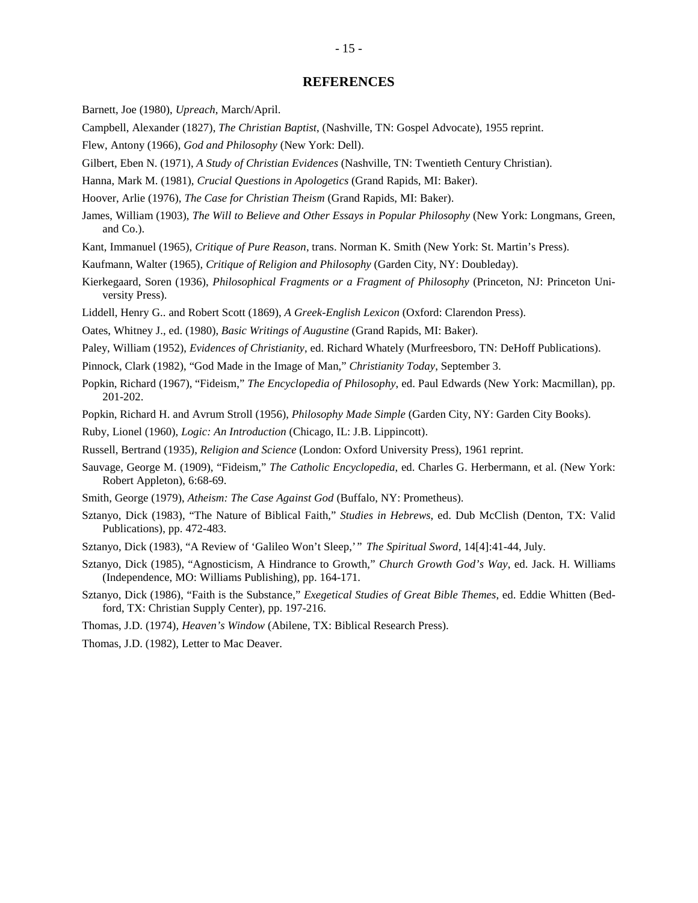## REFERENCES

Barnett, Joe (1980), *Upreach*, March/April.

Campbell, Alexander (1827), *The Christian Baptist*, (Nashville, TN: Gospel Advocate), 1955 reprint.

Flew, Antony (1966), *God and Philosophy* (New York: Dell).

Gilbert, Eben N. (1971), *A Study of Christian Evidences* (Nashville, TN: Twentieth Century Christian).

Hanna, Mark M. (1981), *Crucial Questions in Apologetics* (Grand Rapids, MI: Baker).

Hoover, Arlie (1976), *The Case for Christian Theism* (Grand Rapids, MI: Baker).

James, William (1903), *The Will to Believe and Other Essays in Popular Philosophy* (New York: Longmans, Green, and Co.).

Kant, Immanuel (1965), *Critique of Pure Reason*, trans. Norman K. Smith (New York: St. Martin's Press).

Kaufmann, Walter (1965), *Critique of Religion and Philosophy* (Garden City, NY: Doubleday).

Kierkegaard, Soren (1936), *Philosophical Fragments or a Fragment of Philosophy* (Princeton, NJ: Princeton University Press).

Liddell, Henry G.. and Robert Scott (1869), *A Greek-English Lexicon* (Oxford: Clarendon Press).

Oates, Whitney J., ed. (1980), *Basic Writings of Augustine* (Grand Rapids, MI: Baker).

Paley, William (1952), *Evidences of Christianity*, ed. Richard Whately (Murfreesboro, TN: DeHoff Publications).

Pinnock, Clark (1982), "God Made in the Image of Man," *Christianity Today*, September 3.

Popkin, Richard (1967), "Fideism," *The Encyclopedia of Philosophy*, ed. Paul Edwards (New York: Macmillan), pp. 201-202.

Popkin, Richard H. and Avrum Stroll (1956), *Philosophy Made Simple* (Garden City, NY: Garden City Books).

Ruby, Lionel (1960), *Logic: An Introduction* (Chicago, IL: J.B. Lippincott).

Russell, Bertrand (1935), *Religion and Science* (London: Oxford University Press), 1961 reprint.

Sauvage, George M. (1909), "Fideism," *The Catholic Encyclopedia*, ed. Charles G. Herbermann, et al. (New York: Robert Appleton), 6:68-69.

Smith, George (1979), *Atheism: The Case Against God* (Buffalo, NY: Prometheus).

Sztanyo, Dick (1983), "The Nature of Biblical Faith," *Studies in Hebrews*, ed. Dub McClish (Denton, TX: Valid Publications), pp. 472-483.

Sztanyo, Dick (1983), "A Review of 'Galileo Won't Sleep,'" *The Spiritual Sword*, 14[4]:41-44, July.

Sztanyo, Dick (1985), "Agnosticism, A Hindrance to Growth," *Church Growth God's Way*, ed. Jack. H. Williams (Independence, MO: Williams Publishing), pp. 164-171.

Sztanyo, Dick (1986), "Faith is the Substance," *Exegetical Studies of Great Bible Themes*, ed. Eddie Whitten (Bedford, TX: Christian Supply Center), pp. 197-216.

Thomas, J.D. (1974), *Heaven's Window* (Abilene, TX: Biblical Research Press).

Thomas, J.D. (1982), Letter to Mac Deaver.